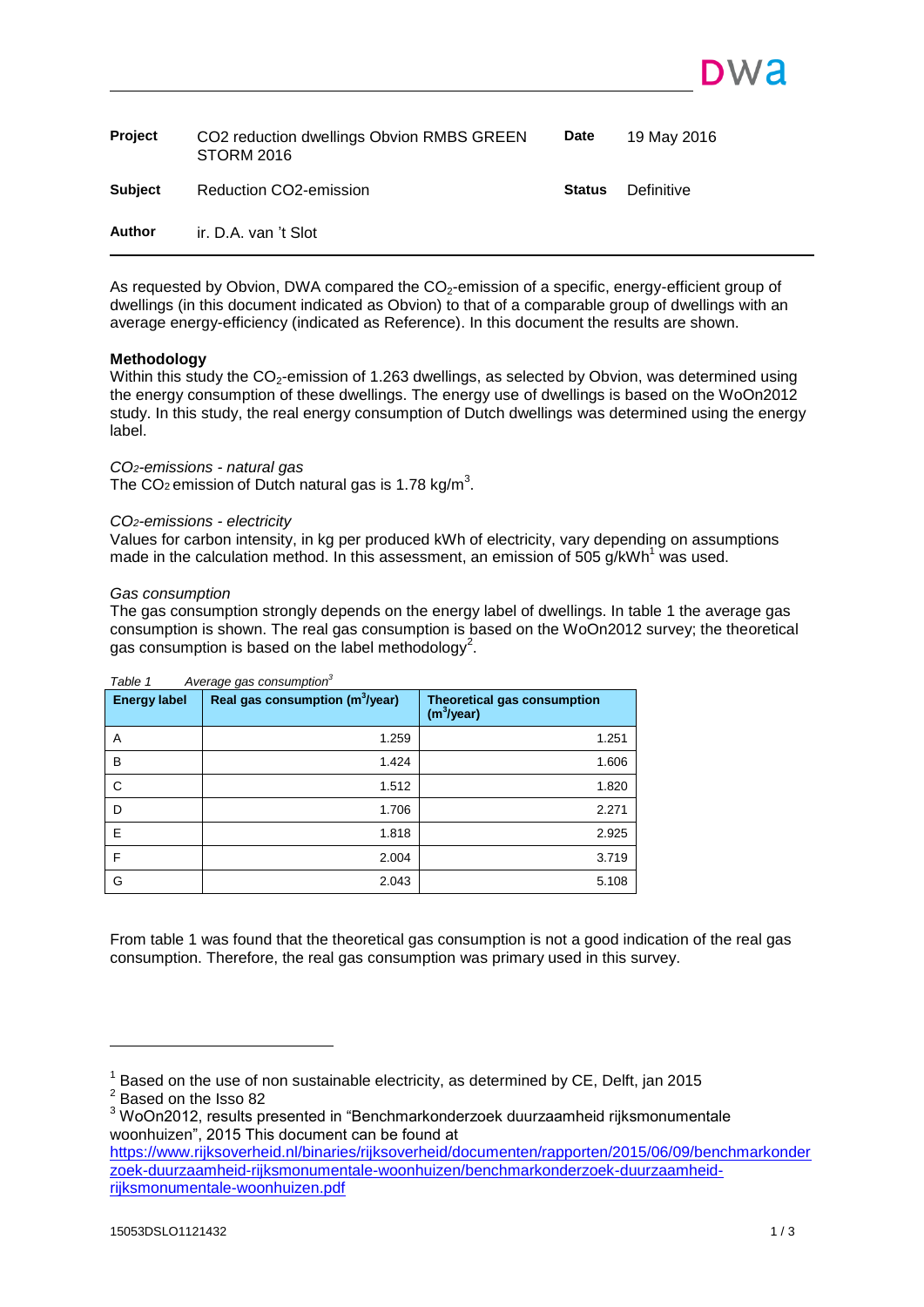| **Project** | CO2 reduction dwellings Obvion RMBS GREEN STORM 2016 | **Date** | 19 May 2016 |
| --- | --- | --- | --- |
| **Subject** | Reduction CO2-emission | **Status** | Definitive |
| **Author** | ir. D.A. van 't Slot | | |

As requested by Obvion, DWA compared the $CO_2$-emission of a specific, energy-efficient group of dwellings (in this document indicated as Obvion) to that of a comparable group of dwellings with an average energy-efficiency (indicated as Reference). In this document the results are shown.

**Methodology**

Within this study the $CO_2$-emission of 1.263 dwellings, as selected by Obvion, was determined using the energy consumption of these dwellings. The energy use of dwellings is based on the WoOn2012 study. In this study, the real energy consumption of Dutch dwellings was determined using the energy label.

*$CO_2$-emissions - natural gas*

The $CO_2$ emission of Dutch natural gas is 1.78 kg/m$^3$.

*$CO_2$-emissions - electricity*

Values for carbon intensity, in kg per produced kWh of electricity, vary depending on assumptions made in the calculation method. In this assessment, an emission of 505 g/kWh[1] was used.

*Gas consumption*

The gas consumption strongly depends on the energy label of dwellings. In table 1 the average gas consumption is shown. The real gas consumption is based on the WoOn2012 survey; the theoretical gas consumption is based on the label methodology[2].

*Table 1 Average gas consumption[3]*

| Energy label | Real gas consumption (m$^3$/year) | Theoretical gas consumption (m$^3$/year) |
| --- | --- | --- |
| A | 1.259 | 1.251 |
| B | 1.424 | 1.606 |
| C | 1.512 | 1.820 |
| D | 1.706 | 2.271 |
| E | 1.818 | 2.925 |
| F | 2.004 | 3.719 |
| G | 2.043 | 5.108 |

From table 1 was found that the theoretical gas consumption is not a good indication of the real gas consumption. Therefore, the real gas consumption was primary used in this survey.

---

[1] Based on the use of non sustainable electricity, as determined by CE, Delft, jan 2015

[2] Based on the Isso 82

[3] WoOn2012, results presented in "Benchmarkonderzoek duurzaamheid rijksmonumentale woonhuizen", 2015 This document can be found at https://www.rijksoverheid.nl/binaries/rijksoverheid/documenten/rapporten/2015/06/09/benchmarkonderzoek-duurzaamheid-rijksmonumentale-woonhuizen/benchmarkonderzoek-duurzaamheid-rijksmonumentale-woonhuizen.pdf

15053DSLO1121432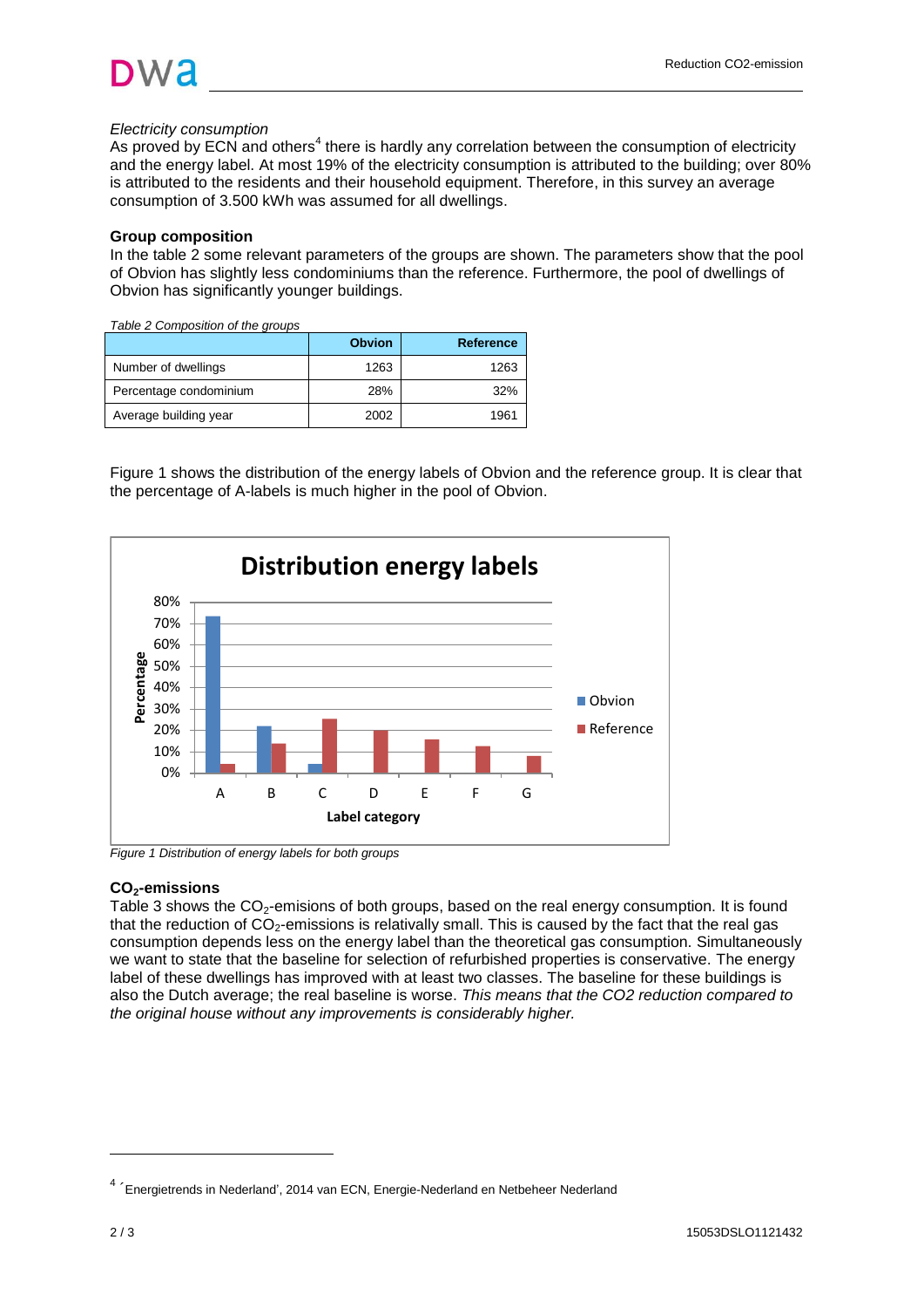*Electricity consumption*
As proved by ECN and others[4] there is hardly any correlation between the consumption of electricity and the energy label. At most 19% of the electricity consumption is attributed to the building; over 80% is attributed to the residents and their household equipment. Therefore, in this survey an average consumption of 3.500 kWh was assumed for all dwellings.

**Group composition**
In the table 2 some relevant parameters of the groups are shown. The parameters show that the pool of Obvion has slightly less condominiums than the reference. Furthermore, the pool of dwellings of Obvion has significantly younger buildings.

*Table 2 Composition of the groups*

| | Obvion | Reference |
|---|---|---|
| Number of dwellings | 1263 | 1263 |
| Percentage condominium | 28% | 32% |
| Average building year | 2002 | 1961 |

Figure 1 shows the distribution of the energy labels of Obvion and the reference group. It is clear that the percentage of A-labels is much higher in the pool of Obvion.

*Figure 1 Distribution of energy labels for both groups*

**$CO_2$-emissions**
Table 3 shows the $CO_2$-emisions of both groups, based on the real energy consumption. It is found that the reduction of $CO_2$-emissions is relativally small. This is caused by the fact that the real gas consumption depends less on the energy label than the theoretical gas consumption. Simultaneously we want to state that the baseline for selection of refurbished properties is conservative. The energy label of these dwellings has improved with at least two classes. The baseline for these buildings is also the Dutch average; the real baseline is worse. *This means that the CO2 reduction compared to the original house without any improvements is considerably higher.*

[4] ´Energietrends in Nederland', 2014 van ECN, Energie-Nederland en Netbeheer Nederland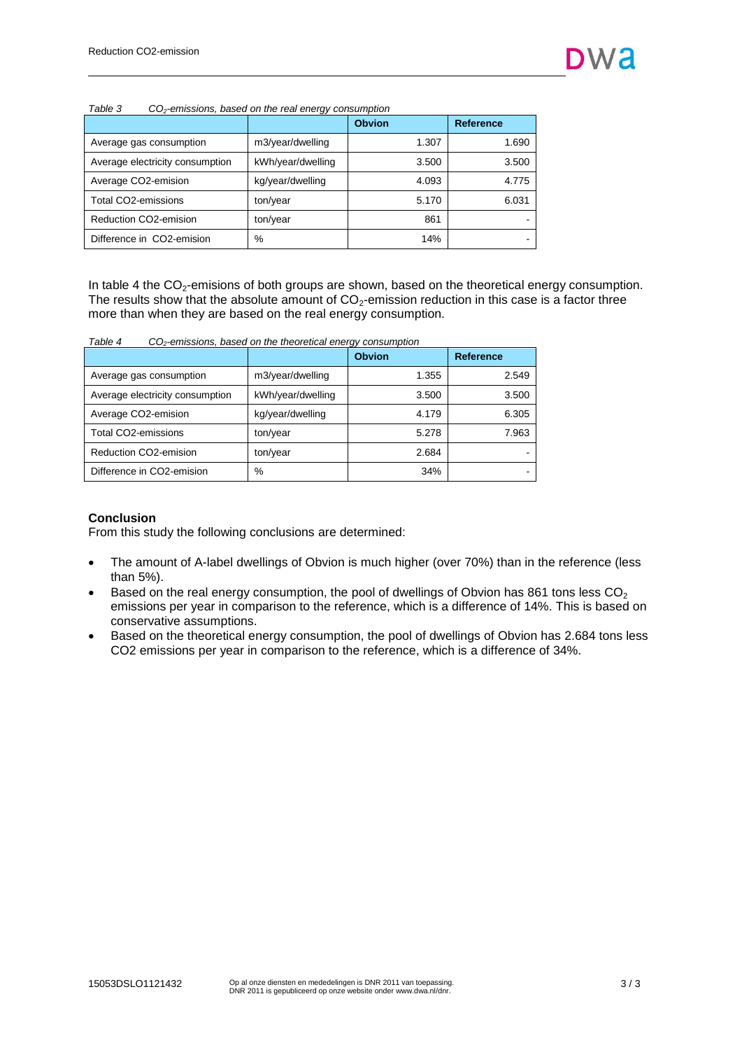*Table 3 $CO_2$-emissions, based on the real energy consumption*

| | | Obvion | Reference |
|---|---|---|---|
| Average gas consumption | m3/year/dwelling | 1.307 | 1.690 |
| Average electricity consumption | kWh/year/dwelling | 3.500 | 3.500 |
| Average CO2-emision | kg/year/dwelling | 4.093 | 4.775 |
| Total CO2-emissions | ton/year | 5.170 | 6.031 |
| Reduction CO2-emision | ton/year | 861 | - |
| Difference in CO2-emision | % | 14% | - |

In table 4 the $CO_2$-emisions of both groups are shown, based on the theoretical energy consumption. The results show that the absolute amount of $CO_2$-emission reduction in this case is a factor three more than when they are based on the real energy consumption.

*Table 4 $CO_2$-emissions, based on the theoretical energy consumption*

| | | Obvion | Reference |
|---|---|---|---|
| Average gas consumption | m3/year/dwelling | 1.355 | 2.549 |
| Average electricity consumption | kWh/year/dwelling | 3.500 | 3.500 |
| Average CO2-emision | kg/year/dwelling | 4.179 | 6.305 |
| Total CO2-emissions | ton/year | 5.278 | 7.963 |
| Reduction CO2-emision | ton/year | 2.684 | - |
| Difference in CO2-emision | % | 34% | - |

**Conclusion**

From this study the following conclusions are determined:

- The amount of A-label dwellings of Obvion is much higher (over 70%) than in the reference (less than 5%).
- Based on the real energy consumption, the pool of dwellings of Obvion has 861 tons less $CO_2$ emissions per year in comparison to the reference, which is a difference of 14%. This is based on conservative assumptions.
- Based on the theoretical energy consumption, the pool of dwellings of Obvion has 2.684 tons less CO2 emissions per year in comparison to the reference, which is a difference of 34%.